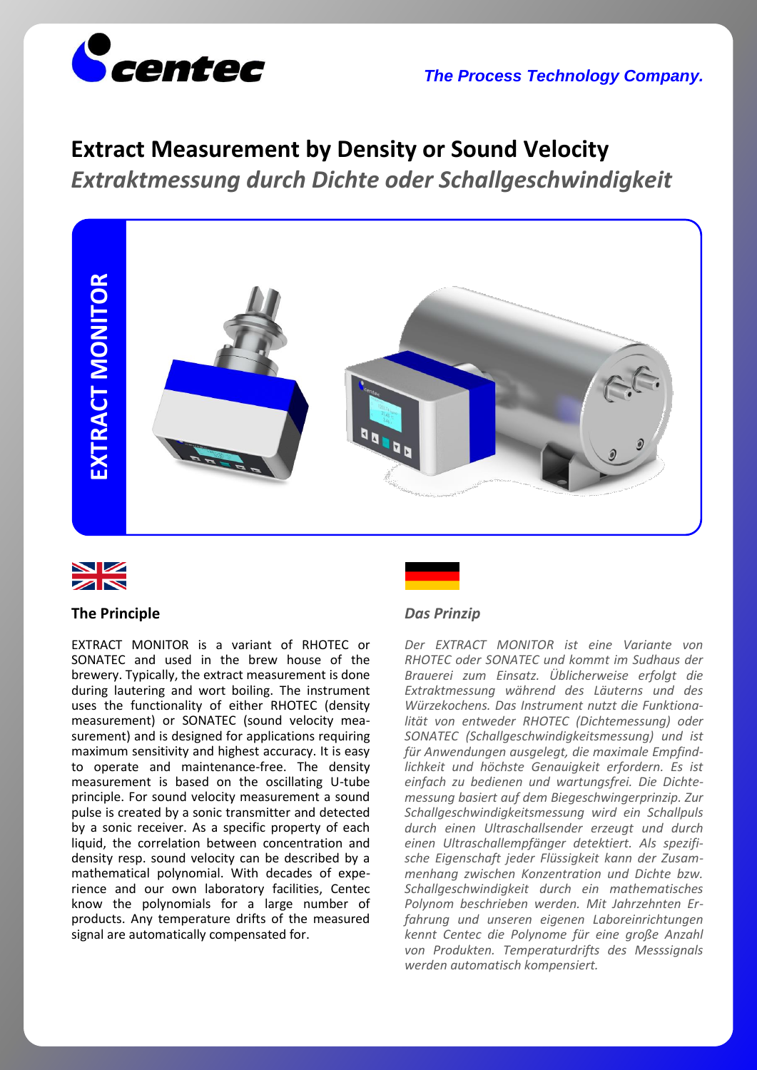# Extract Measurement by Density or Sound Velocity

## *Extraktmessung durch Dichte oder Schallgeschwindigkeit*

**EXTRACT MONITOR**

### The Principle

EXTRACT MONITOR is a variant of RHOTEC or SONATEC and used in the brew house of the brewery. Typically, the extract measurement is done during lautering and wort boiling. The instrument uses the functionality of either RHOTEC (density measurement) or SONATEC (sound velocity measurement) and is designed for applications requiring maximum sensitivity and highest accuracy. It is easy to operate and maintenance-free. The density measurement is based on the oscillating U-tube principle. For sound velocity measurement a sound pulse is created by a sonic transmitter and detected by a sonic receiver. As a specific property of each liquid, the correlation between concentration and density resp. sound velocity can be described by a mathematical polynomial. With decades of experience and our own laboratory facilities, Centec know the polynomials for a large number of products. Any temperature drifts of the measured signal are automatically compensated for.

### *Das Prinzip*

*Der EXTRACT MONITOR ist eine Variante von RHOTEC oder SONATEC und kommt im Sudhaus der Brauerei zum Einsatz. Üblicherweise erfolgt die Extraktmessung während des Läuterns und des Würzekochens. Das Instrument nutzt die Funktionalität von entweder RHOTEC (Dichtemessung) oder SONATEC (Schallgeschwindigkeitsmessung) und ist für Anwendungen ausgelegt, die maximale Empfindlichkeit und höchste Genauigkeit erfordern. Es ist einfach zu bedienen und wartungsfrei. Die Dichtemessung basiert auf dem Biegeschwingerprinzip. Zur Schallgeschwindigkeitsmessung wird ein Schallpuls durch einen Ultraschallsender erzeugt und durch einen Ultraschallempfänger detektiert. Als spezifische Eigenschaft jeder Flüssigkeit kann der Zusammenhang zwischen Konzentration und Dichte bzw. Schallgeschwindigkeit durch ein mathematisches Polynom beschrieben werden. Mit Jahrzehnten Erfahrung und unseren eigenen Laboreinrichtungen kennt Centec die Polynome für eine große Anzahl von Produkten. Temperaturdrifts des Messsignals werden automatisch kompensiert.*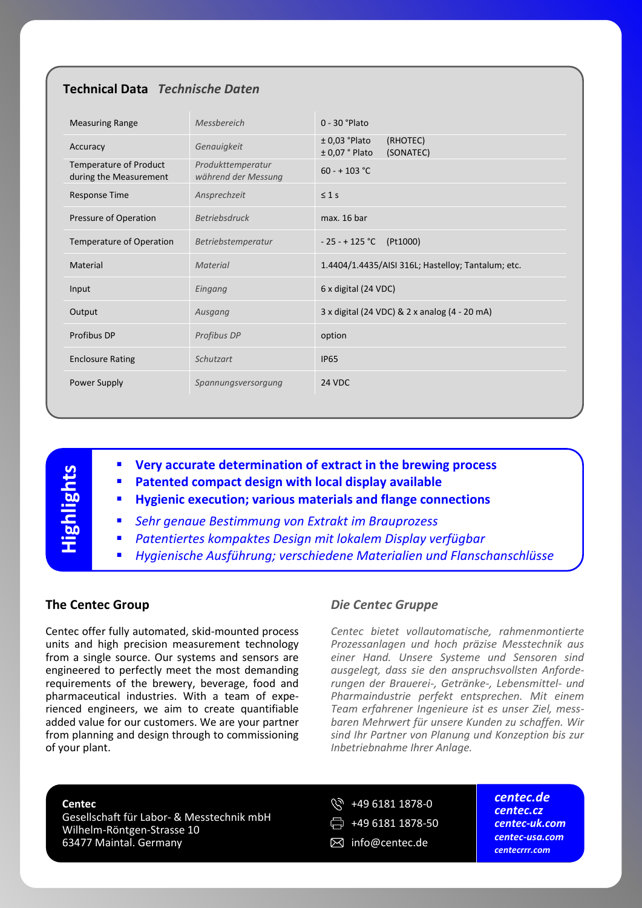## Technical Data *Technische Daten*

| | | |
|---|---|---|
| Measuring Range | *Messbereich* | 0 - 30 °Plato |
| Accuracy | *Genauigkeit* | ± 0,03 °Plato (RHOTEC)<br>± 0,07 ° Plato (SONATEC) |
| Temperature of Product during the Measurement | *Produkttemperatur während der Messung* | 60 - + 103 °C |
| Response Time | *Ansprechzeit* | ≤ 1 s |
| Pressure of Operation | *Betriebsdruck* | max. 16 bar |
| Temperature of Operation | *Betriebstemperatur* | - 25 - + 125 °C (Pt1000) |
| Material | *Material* | 1.4404/1.4435/AISI 316L; Hastelloy; Tantalum; etc. |
| Input | *Eingang* | 6 x digital (24 VDC) |
| Output | *Ausgang* | 3 x digital (24 VDC) & 2 x analog (4 - 20 mA) |
| Profibus DP | *Profibus DP* | option |
| Enclosure Rating | *Schutzart* | IP65 |
| Power Supply | *Spannungsversorgung* | 24 VDC |

## Highlights

- **Very accurate determination of extract in the brewing process**
- **Patented compact design with local display available**
- **Hygienic execution; various materials and flange connections**

- *Sehr genaue Bestimmung von Extrakt im Brauprozess*
- *Patentiertes kompaktes Design mit lokalem Display verfügbar*
- *Hygienische Ausführung; verschiedene Materialien und Flanschanschlüsse*

## The Centec Group

Centec offer fully automated, skid-mounted process units and high precision measurement technology from a single source. Our systems and sensors are engineered to perfectly meet the most demanding requirements of the brewery, beverage, food and pharmaceutical industries. With a team of experienced engineers, we aim to create quantifiable added value for our customers. We are your partner from planning and design through to commissioning of your plant.

## *Die Centec Gruppe*

*Centec bietet vollautomatische, rahmenmontierte Prozessanlagen und hoch präzise Messtechnik aus einer Hand. Unsere Systeme und Sensoren sind ausgelegt, dass sie den anspruchsvollsten Anforderungen der Brauerei-, Getränke-, Lebensmittel- und Pharmaindustrie perfekt entsprechen. Mit einem Team erfahrener Ingenieure ist es unser Ziel, messbaren Mehrwert für unsere Kunden zu schaffen. Wir sind Ihr Partner von Planung und Konzeption bis zur Inbetriebnahme Ihrer Anlage.*

**Centec**
Gesellschaft für Labor- & Messtechnik mbH
Wilhelm-Röntgen-Strasse 10
63477 Maintal. Germany

+49 6181 1878-0
+49 6181 1878-50
info@centec.de

***centec.de***
***centec.cz***
***centec-uk.com***
***centec-usa.com***
***centecrrr.com***